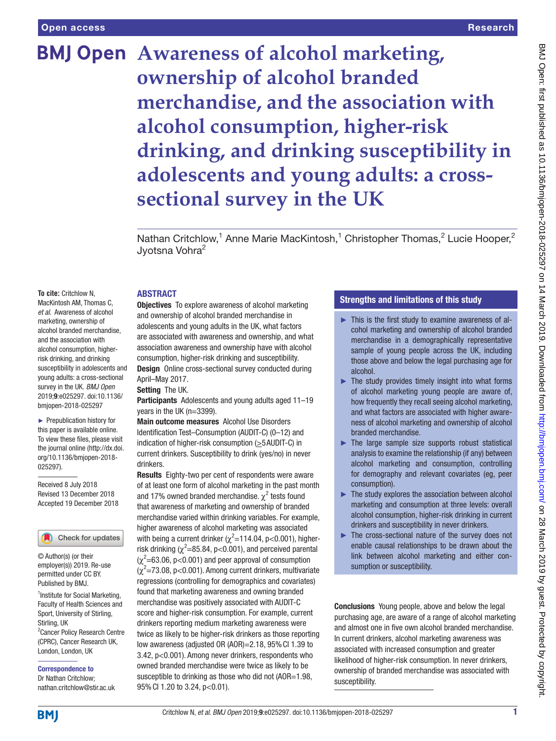# Awareness of alcohol marketing, ownership of alcohol branded merchandise, and the association with alcohol consumption, higher-risk drinking, and drinking susceptibility in adolescents and young adults: a cross-sectional survey in the UK

Nathan Critchlow,[1] Anne Marie MacKintosh,[1] Christopher Thomas,[2] Lucie Hooper,[2] Jyotsna Vohra[2]

**To cite:** Critchlow N, MacKintosh AM, Thomas C, *et al*. Awareness of alcohol marketing, ownership of alcohol branded merchandise, and the association with alcohol consumption, higher-risk drinking, and drinking susceptibility in adolescents and young adults: a cross-sectional survey in the UK. *BMJ Open* 2019;**9**:e025297. doi:10.1136/bmjopen-2018-025297

► Prepublication history for this paper is available online. To view these files, please visit the journal online (http://dx.doi.org/10.1136/bmjopen-2018-025297).

Received 8 July 2018
Revised 13 December 2018
Accepted 19 December 2018

© Author(s) (or their employer(s)) 2019. Re-use permitted under CC BY. Published by BMJ.

[1]Institute for Social Marketing, Faculty of Health Sciences and Sport, University of Stirling, Stirling, UK
[2]Cancer Policy Research Centre (CPRC), Cancer Research UK, London, UK

**Correspondence to**
Dr Nathan Critchlow;
nathan.critchlow@stir.ac.uk

## ABSTRACT

**Objectives** To explore awareness of alcohol marketing and ownership of alcohol branded merchandise in adolescents and young adults in the UK, what factors are associated with awareness and ownership, and what association awareness and ownership have with alcohol consumption, higher-risk drinking and susceptibility.

**Design** Online cross-sectional survey conducted during April–May 2017.

**Setting** The UK.

**Participants** Adolescents and young adults aged 11–19 years in the UK (n=3399).

**Main outcome measures** Alcohol Use Disorders Identification Test–Consumption (AUDIT-C) (0–12) and indication of higher-risk consumption (≥5 AUDIT-C) in current drinkers. Susceptibility to drink (yes/no) in never drinkers.

**Results** Eighty-two per cent of respondents were aware of at least one form of alcohol marketing in the past month and 17% owned branded merchandise. $\chi^2$ tests found that awareness of marketing and ownership of branded merchandise varied within drinking variables. For example, higher awareness of alcohol marketing was associated with being a current drinker ($\chi^2$=114.04, p<0.001), higher-risk drinking ($\chi^2$=85.84, p<0.001), and perceived parental ($\chi^2$=63.06, p<0.001) and peer approval of consumption ($\chi^2$=73.08, p<0.001). Among current drinkers, multivariate regressions (controlling for demographics and covariates) found that marketing awareness and owning branded merchandise was positively associated with AUDIT-C score and higher-risk consumption. For example, current drinkers reporting medium marketing awareness were twice as likely to be higher-risk drinkers as those reporting low awareness (adjusted OR (AOR)=2.18, 95% CI 1.39 to 3.42, p<0.001). Among never drinkers, respondents who owned branded merchandise were twice as likely to be susceptible to drinking as those who did not (AOR=1.98, 95% CI 1.20 to 3.24, p<0.01).

**Conclusions** Young people, above and below the legal purchasing age, are aware of a range of alcohol marketing and almost one in five own alcohol branded merchandise. In current drinkers, alcohol marketing awareness was associated with increased consumption and greater likelihood of higher-risk consumption. In never drinkers, ownership of branded merchandise was associated with susceptibility.

## Strengths and limitations of this study

- This is the first study to examine awareness of alcohol marketing and ownership of alcohol branded merchandise in a demographically representative sample of young people across the UK, including those above and below the legal purchasing age for alcohol.
- The study provides timely insight into what forms of alcohol marketing young people are aware of, how frequently they recall seeing alcohol marketing, and what factors are associated with higher awareness of alcohol marketing and ownership of alcohol branded merchandise.
- The large sample size supports robust statistical analysis to examine the relationship (if any) between alcohol marketing and consumption, controlling for demography and relevant covariates (eg, peer consumption).
- The study explores the association between alcohol marketing and consumption at three levels: overall alcohol consumption, higher-risk drinking in current drinkers and susceptibility in never drinkers.
- The cross-sectional nature of the survey does not enable causal relationships to be drawn about the link between alcohol marketing and either consumption or susceptibility.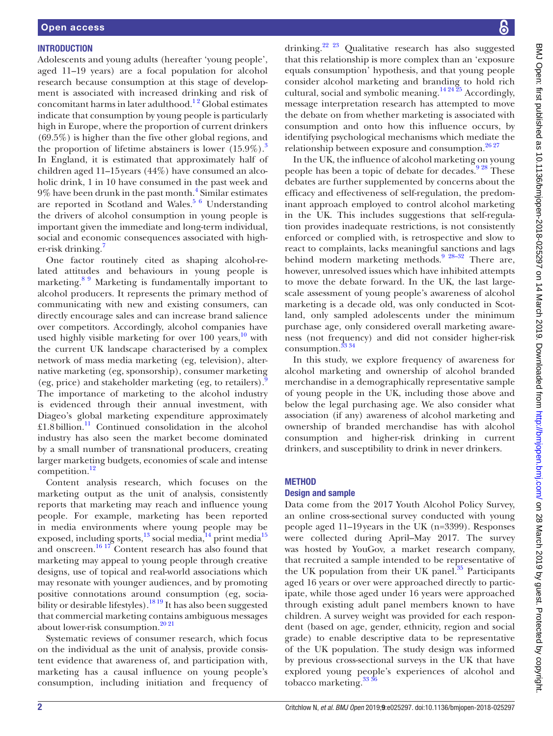## INTRODUCTION

Adolescents and young adults (hereafter 'young people', aged 11–19 years) are a focal population for alcohol research because consumption at this stage of development is associated with increased drinking and risk of concomitant harms in later adulthood.[1,2] Global estimates indicate that consumption by young people is particularly high in Europe, where the proportion of current drinkers (69.5%) is higher than the five other global regions, and the proportion of lifetime abstainers is lower (15.9%).[3] In England, it is estimated that approximately half of children aged 11–15 years (44%) have consumed an alcoholic drink, 1 in 10 have consumed in the past week and 9% have been drunk in the past month.[4] Similar estimates are reported in Scotland and Wales.[5,6] Understanding the drivers of alcohol consumption in young people is important given the immediate and long-term individual, social and economic consequences associated with higher-risk drinking.[7]

One factor routinely cited as shaping alcohol-related attitudes and behaviours in young people is marketing.[8,9] Marketing is fundamentally important to alcohol producers. It represents the primary method of communicating with new and existing consumers, can directly encourage sales and can increase brand salience over competitors. Accordingly, alcohol companies have used highly visible marketing for over 100 years,[10] with the current UK landscape characterised by a complex network of mass media marketing (eg, television), alternative marketing (eg, sponsorship), consumer marketing (eg, price) and stakeholder marketing (eg, to retailers).[9] The importance of marketing to the alcohol industry is evidenced through their annual investment, with Diageo's global marketing expenditure approximately £1.8 billion.[11] Continued consolidation in the alcohol industry has also seen the market become dominated by a small number of transnational producers, creating larger marketing budgets, economies of scale and intense competition.[12]

Content analysis research, which focuses on the marketing output as the unit of analysis, consistently reports that marketing may reach and influence young people. For example, marketing has been reported in media environments where young people may be exposed, including sports,[13] social media,[14] print media[15] and onscreen.[16,17] Content research has also found that marketing may appeal to young people through creative designs, use of topical and real-world associations which may resonate with younger audiences, and by promoting positive connotations around consumption (eg, sociability or desirable lifestyles).[18,19] It has also been suggested that commercial marketing contains ambiguous messages about lower-risk consumption.[20,21]

Systematic reviews of consumer research, which focus on the individual as the unit of analysis, provide consistent evidence that awareness of, and participation with, marketing has a causal influence on young people's consumption, including initiation and frequency of drinking.[22,23] Qualitative research has also suggested that this relationship is more complex than an 'exposure equals consumption' hypothesis, and that young people consider alcohol marketing and branding to hold rich cultural, social and symbolic meaning.[14,24,25] Accordingly, message interpretation research has attempted to move the debate on from whether marketing is associated with consumption and onto how this influence occurs, by identifying psychological mechanisms which mediate the relationship between exposure and consumption.[26,27]

In the UK, the influence of alcohol marketing on young people has been a topic of debate for decades.[9,28] These debates are further supplemented by concerns about the efficacy and effectiveness of self-regulation, the predominant approach employed to control alcohol marketing in the UK. This includes suggestions that self-regulation provides inadequate restrictions, is not consistently enforced or complied with, is retrospective and slow to react to complaints, lacks meaningful sanctions and lags behind modern marketing methods.[9,28–32] There are, however, unresolved issues which have inhibited attempts to move the debate forward. In the UK, the last large-scale assessment of young people's awareness of alcohol marketing is a decade old, was only conducted in Scotland, only sampled adolescents under the minimum purchase age, only considered overall marketing awareness (not frequency) and did not consider higher-risk consumption.[33,34]

In this study, we explore frequency of awareness for alcohol marketing and ownership of alcohol branded merchandise in a demographically representative sample of young people in the UK, including those above and below the legal purchasing age. We also consider what association (if any) awareness of alcohol marketing and ownership of branded merchandise has with alcohol consumption and higher-risk drinking in current drinkers, and susceptibility to drink in never drinkers.

## METHOD

### Design and sample

Data come from the 2017 Youth Alcohol Policy Survey, an online cross-sectional survey conducted with young people aged 11–19 years in the UK (n=3399). Responses were collected during April–May 2017. The survey was hosted by YouGov, a market research company, that recruited a sample intended to be representative of the UK population from their UK panel.[35] Participants aged 16 years or over were approached directly to participate, while those aged under 16 years were approached through existing adult panel members known to have children. A survey weight was provided for each respondent (based on age, gender, ethnicity, region and social grade) to enable descriptive data to be representative of the UK population. The study design was informed by previous cross-sectional surveys in the UK that have explored young people's experiences of alcohol and tobacco marketing.[33,36]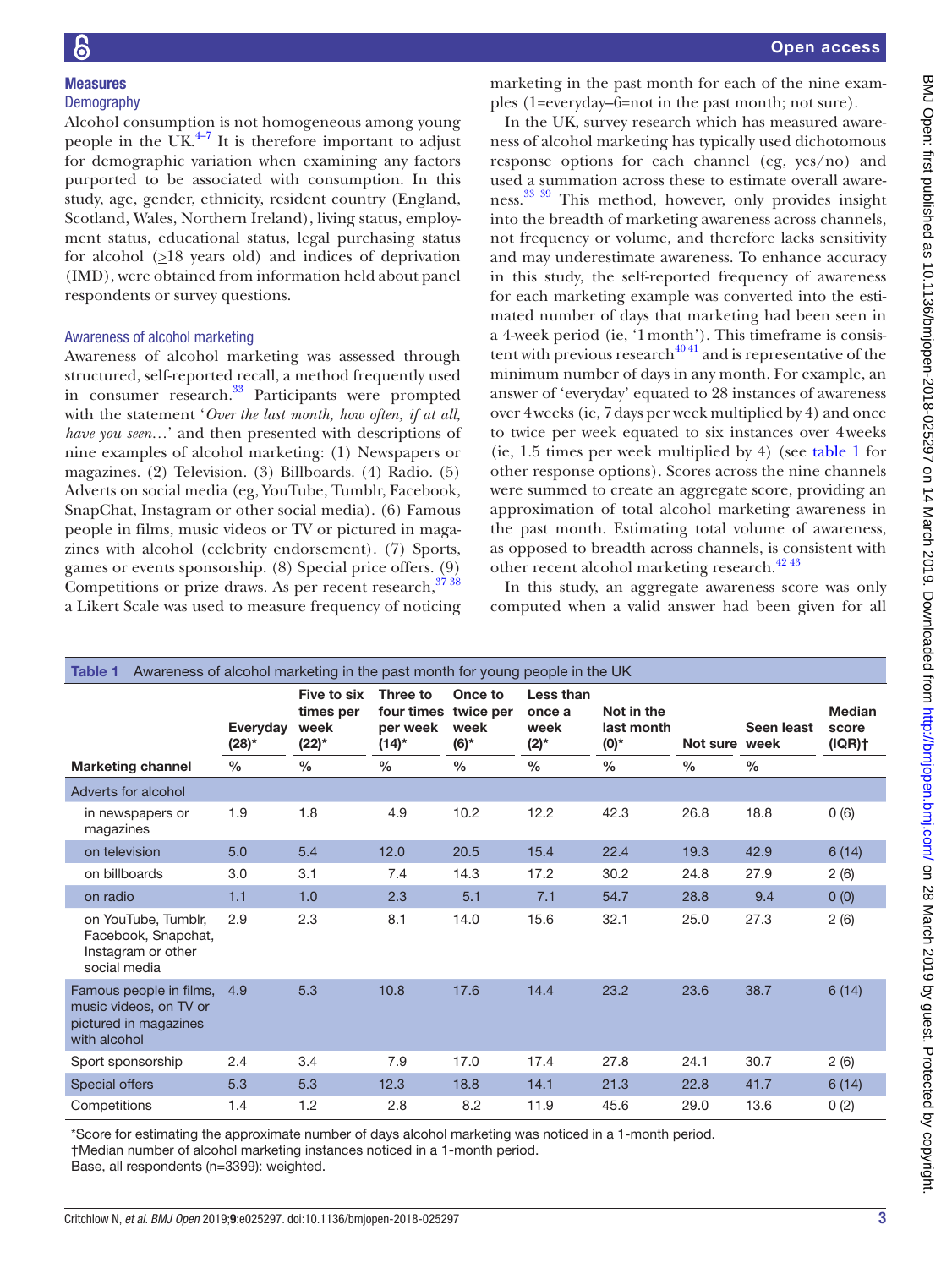## Measures

### Demography

Alcohol consumption is not homogeneous among young people in the UK.[4–7] It is therefore important to adjust for demographic variation when examining any factors purported to be associated with consumption. In this study, age, gender, ethnicity, resident country (England, Scotland, Wales, Northern Ireland), living status, employment status, educational status, legal purchasing status for alcohol (≥18 years old) and indices of deprivation (IMD), were obtained from information held about panel respondents or survey questions.

### Awareness of alcohol marketing

Awareness of alcohol marketing was assessed through structured, self-reported recall, a method frequently used in consumer research.[33] Participants were prompted with the statement '*Over the last month, how often, if at all, have you seen…*' and then presented with descriptions of nine examples of alcohol marketing: (1) Newspapers or magazines. (2) Television. (3) Billboards. (4) Radio. (5) Adverts on social media (eg, YouTube, Tumblr, Facebook, SnapChat, Instagram or other social media). (6) Famous people in films, music videos or TV or pictured in magazines with alcohol (celebrity endorsement). (7) Sports, games or events sponsorship. (8) Special price offers. (9) Competitions or prize draws. As per recent research,[37 38] a Likert Scale was used to measure frequency of noticing marketing in the past month for each of the nine examples (1=everyday–6=not in the past month; not sure).

In the UK, survey research which has measured awareness of alcohol marketing has typically used dichotomous response options for each channel (eg, yes/no) and used a summation across these to estimate overall awareness.[33 39] This method, however, only provides insight into the breadth of marketing awareness across channels, not frequency or volume, and therefore lacks sensitivity and may underestimate awareness. To enhance accuracy in this study, the self-reported frequency of awareness for each marketing example was converted into the estimated number of days that marketing had been seen in a 4-week period (ie, '1 month'). This timeframe is consistent with previous research[40 41] and is representative of the minimum number of days in any month. For example, an answer of 'everyday' equated to 28 instances of awareness over 4 weeks (ie, 7 days per week multiplied by 4) and once to twice per week equated to six instances over 4 weeks (ie, 1.5 times per week multiplied by 4) (see table 1 for other response options). Scores across the nine channels were summed to create an aggregate score, providing an approximation of total alcohol marketing awareness in the past month. Estimating total volume of awareness, as opposed to breadth across channels, is consistent with other recent alcohol marketing research.[42 43]

In this study, an aggregate awareness score was only computed when a valid answer had been given for all

**Table 1** Awareness of alcohol marketing in the past month for young people in the UK

| Marketing channel | Everyday (28)* | Five to six times per week (22)* | Three to four times per week (14)* | Once to twice per week (6)* | Less than once a week (2)* | Not in the last month (0)* | Not sure | Seen least week | Median score (IQR)† |
|---|---|---|---|---|---|---|---|---|---|
| | % | % | % | % | % | % | % | % | |
| Adverts for alcohol | | | | | | | | | |
| in newspapers or magazines | 1.9 | 1.8 | 4.9 | 10.2 | 12.2 | 42.3 | 26.8 | 18.8 | 0 (6) |
| on television | 5.0 | 5.4 | 12.0 | 20.5 | 15.4 | 22.4 | 19.3 | 42.9 | 6 (14) |
| on billboards | 3.0 | 3.1 | 7.4 | 14.3 | 17.2 | 30.2 | 24.8 | 27.9 | 2 (6) |
| on radio | 1.1 | 1.0 | 2.3 | 5.1 | 7.1 | 54.7 | 28.8 | 9.4 | 0 (0) |
| on YouTube, Tumblr, Facebook, Snapchat, Instagram or other social media | 2.9 | 2.3 | 8.1 | 14.0 | 15.6 | 32.1 | 25.0 | 27.3 | 2 (6) |
| Famous people in films, music videos, on TV or pictured in magazines with alcohol | 4.9 | 5.3 | 10.8 | 17.6 | 14.4 | 23.2 | 23.6 | 38.7 | 6 (14) |
| Sport sponsorship | 2.4 | 3.4 | 7.9 | 17.0 | 17.4 | 27.8 | 24.1 | 30.7 | 2 (6) |
| Special offers | 5.3 | 5.3 | 12.3 | 18.8 | 14.1 | 21.3 | 22.8 | 41.7 | 6 (14) |
| Competitions | 1.4 | 1.2 | 2.8 | 8.2 | 11.9 | 45.6 | 29.0 | 13.6 | 0 (2) |

*Score for estimating the approximate number of days alcohol marketing was noticed in a 1-month period.
†Median number of alcohol marketing instances noticed in a 1-month period.
Base, all respondents (n=3399): weighted.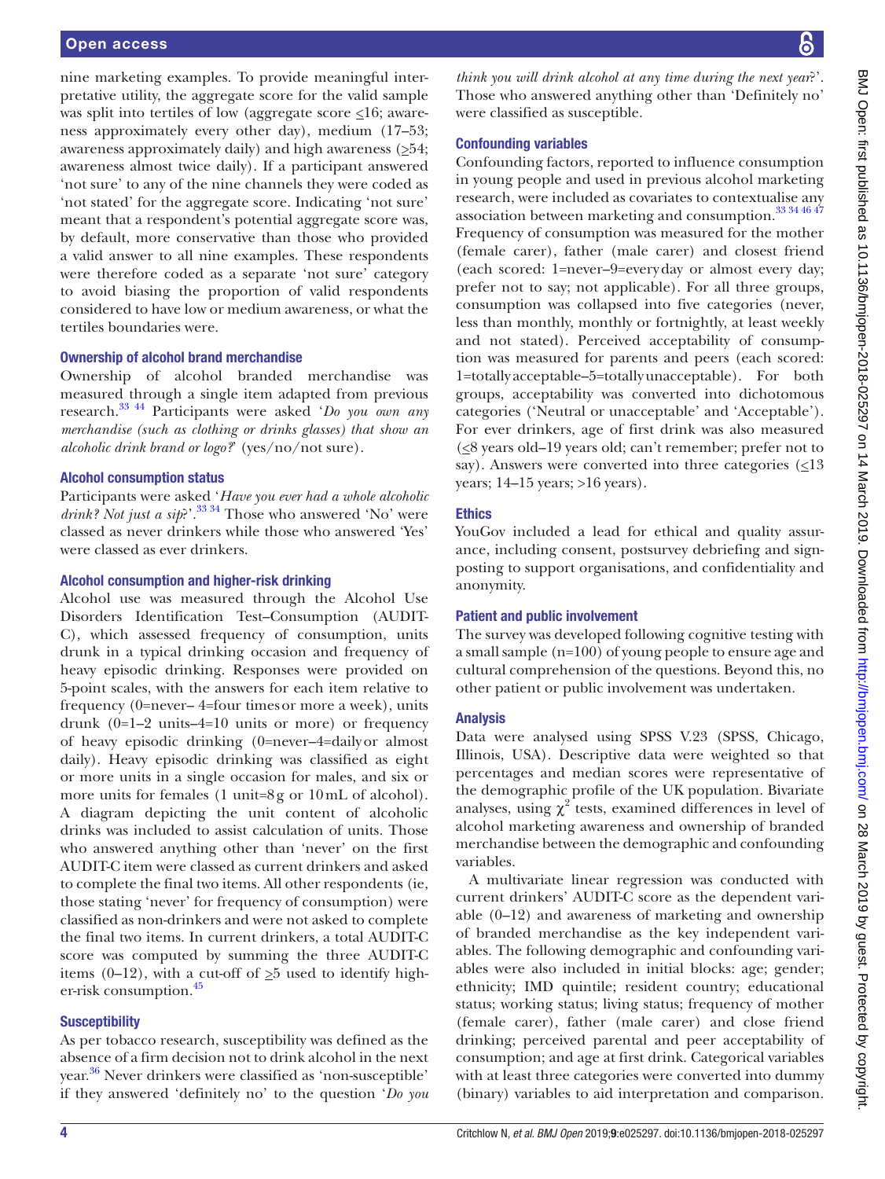nine marketing examples. To provide meaningful interpretative utility, the aggregate score for the valid sample was split into tertiles of low (aggregate score ≤16; awareness approximately every other day), medium (17–53; awareness approximately daily) and high awareness (≥54; awareness almost twice daily). If a participant answered 'not sure' to any of the nine channels they were coded as 'not stated' for the aggregate score. Indicating 'not sure' meant that a respondent's potential aggregate score was, by default, more conservative than those who provided a valid answer to all nine examples. These respondents were therefore coded as a separate 'not sure' category to avoid biasing the proportion of valid respondents considered to have low or medium awareness, or what the tertiles boundaries were.

### Ownership of alcohol brand merchandise

Ownership of alcohol branded merchandise was measured through a single item adapted from previous research.[33 44] Participants were asked '*Do you own any merchandise (such as clothing or drinks glasses) that show an alcoholic drink brand or logo?*' (yes/no/not sure).

### Alcohol consumption status

Participants were asked '*Have you ever had a whole alcoholic drink? Not just a sip?*'.[33 34] Those who answered 'No' were classed as never drinkers while those who answered 'Yes' were classed as ever drinkers.

### Alcohol consumption and higher-risk drinking

Alcohol use was measured through the Alcohol Use Disorders Identification Test–Consumption (AUDIT-C), which assessed frequency of consumption, units drunk in a typical drinking occasion and frequency of heavy episodic drinking. Responses were provided on 5-point scales, with the answers for each item relative to frequency (0=never– 4=four times or more a week), units drunk (0=1–2 units–4=10 units or more) or frequency of heavy episodic drinking (0=never–4=daily or almost daily). Heavy episodic drinking was classified as eight or more units in a single occasion for males, and six or more units for females (1 unit=8 g or 10 mL of alcohol). A diagram depicting the unit content of alcoholic drinks was included to assist calculation of units. Those who answered anything other than 'never' on the first AUDIT-C item were classed as current drinkers and asked to complete the final two items. All other respondents (ie, those stating 'never' for frequency of consumption) were classified as non-drinkers and were not asked to complete the final two items. In current drinkers, a total AUDIT-C score was computed by summing the three AUDIT-C items (0–12), with a cut-off of ≥5 used to identify higher-risk consumption.[45]

### Susceptibility

As per tobacco research, susceptibility was defined as the absence of a firm decision not to drink alcohol in the next year.[36] Never drinkers were classified as 'non-susceptible' if they answered 'definitely no' to the question '*Do you think you will drink alcohol at any time during the next year?*'. Those who answered anything other than 'Definitely no' were classified as susceptible.

### Confounding variables

Confounding factors, reported to influence consumption in young people and used in previous alcohol marketing research, were included as covariates to contextualise any association between marketing and consumption.[33 34 46 47] Frequency of consumption was measured for the mother (female carer), father (male carer) and closest friend (each scored: 1=never–9=every day or almost every day; prefer not to say; not applicable). For all three groups, consumption was collapsed into five categories (never, less than monthly, monthly or fortnightly, at least weekly and not stated). Perceived acceptability of consumption was measured for parents and peers (each scored: 1=totally acceptable–5=totally unacceptable). For both groups, acceptability was converted into dichotomous categories ('Neutral or unacceptable' and 'Acceptable'). For ever drinkers, age of first drink was also measured (≤8 years old–19 years old; can't remember; prefer not to say). Answers were converted into three categories (≤13 years; 14–15 years; >16 years).

### Ethics

YouGov included a lead for ethical and quality assurance, including consent, postsurvey debriefing and signposting to support organisations, and confidentiality and anonymity.

### Patient and public involvement

The survey was developed following cognitive testing with a small sample (n=100) of young people to ensure age and cultural comprehension of the questions. Beyond this, no other patient or public involvement was undertaken.

### Analysis

Data were analysed using SPSS V.23 (SPSS, Chicago, Illinois, USA). Descriptive data were weighted so that percentages and median scores were representative of the demographic profile of the UK population. Bivariate analyses, using $\chi^2$ tests, examined differences in level of alcohol marketing awareness and ownership of branded merchandise between the demographic and confounding variables.

A multivariate linear regression was conducted with current drinkers' AUDIT-C score as the dependent variable (0–12) and awareness of marketing and ownership of branded merchandise as the key independent variables. The following demographic and confounding variables were also included in initial blocks: age; gender; ethnicity; IMD quintile; resident country; educational status; working status; living status; frequency of mother (female carer), father (male carer) and close friend drinking; perceived parental and peer acceptability of consumption; and age at first drink. Categorical variables with at least three categories were converted into dummy (binary) variables to aid interpretation and comparison.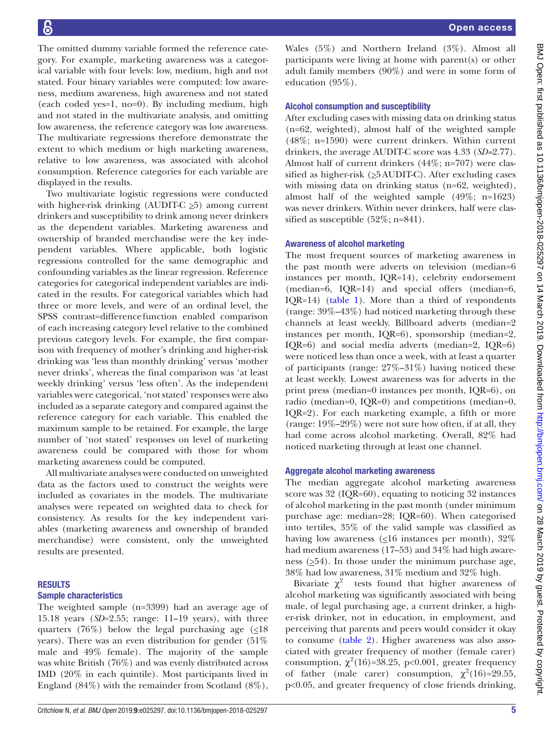The omitted dummy variable formed the reference category. For example, marketing awareness was a categorical variable with four levels: low, medium, high and not stated. Four binary variables were computed: low awareness, medium awareness, high awareness and not stated (each coded yes=1, no=0). By including medium, high and not stated in the multivariate analysis, and omitting low awareness, the reference category was low awareness. The multivariate regressions therefore demonstrate the extent to which medium or high marketing awareness, relative to low awareness, was associated with alcohol consumption. Reference categories for each variable are displayed in the results.

Two multivariate logistic regressions were conducted with higher-risk drinking (AUDIT-C ≥5) among current drinkers and susceptibility to drink among never drinkers as the dependent variables. Marketing awareness and ownership of branded merchandise were the key independent variables. Where applicable, both logistic regressions controlled for the same demographic and confounding variables as the linear regression. Reference categories for categorical independent variables are indicated in the results. For categorical variables which had three or more levels, and were of an ordinal level, the SPSS contrast=difference function enabled comparison of each increasing category level relative to the combined previous category levels. For example, the first comparison with frequency of mother's drinking and higher-risk drinking was 'less than monthly drinking' versus 'mother never drinks', whereas the final comparison was 'at least weekly drinking' versus 'less often'. As the independent variables were categorical, 'not stated' responses were also included as a separate category and compared against the reference category for each variable. This enabled the maximum sample to be retained. For example, the large number of 'not stated' responses on level of marketing awareness could be compared with those for whom marketing awareness could be computed.

All multivariate analyses were conducted on unweighted data as the factors used to construct the weights were included as covariates in the models. The multivariate analyses were repeated on weighted data to check for consistency. As results for the key independent variables (marketing awareness and ownership of branded merchandise) were consistent, only the unweighted results are presented.

## RESULTS

### Sample characteristics

The weighted sample (n=3399) had an average age of 15.18 years (*SD*=2.55; range: 11–19 years), with three quarters (76%) below the legal purchasing age (≤18 years). There was an even distribution for gender (51% male and 49% female). The majority of the sample was white British (76%) and was evenly distributed across IMD (20% in each quintile). Most participants lived in England (84%) with the remainder from Scotland (8%), Wales (5%) and Northern Ireland (3%). Almost all participants were living at home with parent(s) or other adult family members (90%) and were in some form of education (95%).

### Alcohol consumption and susceptibility

After excluding cases with missing data on drinking status (n=62, weighted), almost half of the weighted sample (48%; n=1590) were current drinkers. Within current drinkers, the average AUDIT-C score was 4.33 (*SD*=2.77). Almost half of current drinkers (44%; n=707) were classified as higher-risk (≥5 AUDIT-C). After excluding cases with missing data on drinking status (n=62, weighted), almost half of the weighted sample (49%; n=1623) was never drinkers. Within never drinkers, half were classified as susceptible (52%; n=841).

### Awareness of alcohol marketing

The most frequent sources of marketing awareness in the past month were adverts on television (median=6 instances per month, IQR=14), celebrity endorsement (median=6, IQR=14) and special offers (median=6, IQR=14) (table 1). More than a third of respondents (range: 39%–43%) had noticed marketing through these channels at least weekly. Billboard adverts (median=2 instances per month, IQR=6), sponsorship (median=2, IQR=6) and social media adverts (median=2, IQR=6) were noticed less than once a week, with at least a quarter of participants (range: 27%–31%) having noticed these at least weekly. Lowest awareness was for adverts in the print press (median=0 instances per month, IQR=6), on radio (median=0, IQR=0) and competitions (median=0, IQR=2). For each marketing example, a fifth or more (range: 19%–29%) were not sure how often, if at all, they had come across alcohol marketing. Overall, 82% had noticed marketing through at least one channel.

### Aggregate alcohol marketing awareness

The median aggregate alcohol marketing awareness score was 32 (IQR=60), equating to noticing 32 instances of alcohol marketing in the past month (under minimum purchase age: median=28; IQR=60). When categorised into tertiles, 35% of the valid sample was classified as having low awareness (≤16 instances per month), 32% had medium awareness (17–53) and 34% had high awareness (≥54). In those under the minimum purchase age, 38% had low awareness, 31% medium and 32% high.

Bivariate $\chi^2$ tests found that higher awareness of alcohol marketing was significantly associated with being male, of legal purchasing age, a current drinker, a higher-risk drinker, not in education, in employment, and perceiving that parents and peers would consider it okay to consume (table 2). Higher awareness was also associated with greater frequency of mother (female carer) consumption, $\chi^2(16)=38.25$, $p<0.001$, greater frequency of father (male carer) consumption, $\chi^2(16)=29.55$, $p<0.05$, and greater frequency of close friends drinking,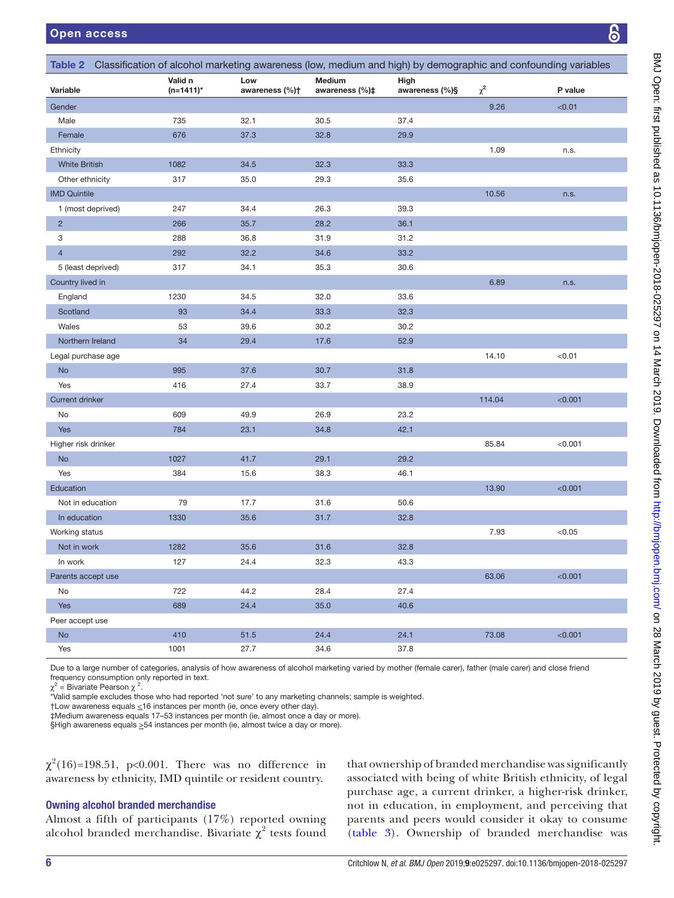**Table 2** Classification of alcohol marketing awareness (low, medium and high) by demographic and confounding variables

| Variable | Valid n (n=1411)* | Low awareness (%)† | Medium awareness (%)‡ | High awareness (%)§ | $\chi^2$ | P value |
|---|---|---|---|---|---|---|
| Gender | | | | | 9.26 | <0.01 |
| Male | 735 | 32.1 | 30.5 | 37.4 | | |
| Female | 676 | 37.3 | 32.8 | 29.9 | | |
| Ethnicity | | | | | 1.09 | n.s. |
| White British | 1082 | 34.5 | 32.3 | 33.3 | | |
| Other ethnicity | 317 | 35.0 | 29.3 | 35.6 | | |
| IMD Quintile | | | | | 10.56 | n.s. |
| 1 (most deprived) | 247 | 34.4 | 26.3 | 39.3 | | |
| 2 | 266 | 35.7 | 28.2 | 36.1 | | |
| 3 | 288 | 36.8 | 31.9 | 31.2 | | |
| 4 | 292 | 32.2 | 34.6 | 33.2 | | |
| 5 (least deprived) | 317 | 34.1 | 35.3 | 30.6 | | |
| Country lived in | | | | | 6.89 | n.s. |
| England | 1230 | 34.5 | 32.0 | 33.6 | | |
| Scotland | 93 | 34.4 | 33.3 | 32.3 | | |
| Wales | 53 | 39.6 | 30.2 | 30.2 | | |
| Northern Ireland | 34 | 29.4 | 17.6 | 52.9 | | |
| Legal purchase age | | | | | 14.10 | <0.01 |
| No | 995 | 37.6 | 30.7 | 31.8 | | |
| Yes | 416 | 27.4 | 33.7 | 38.9 | | |
| Current drinker | | | | | 114.04 | <0.001 |
| No | 609 | 49.9 | 26.9 | 23.2 | | |
| Yes | 784 | 23.1 | 34.8 | 42.1 | | |
| Higher risk drinker | | | | | 85.84 | <0.001 |
| No | 1027 | 41.7 | 29.1 | 29.2 | | |
| Yes | 384 | 15.6 | 38.3 | 46.1 | | |
| Education | | | | | 13.90 | <0.001 |
| Not in education | 79 | 17.7 | 31.6 | 50.6 | | |
| In education | 1330 | 35.6 | 31.7 | 32.8 | | |
| Working status | | | | | 7.93 | <0.05 |
| Not in work | 1282 | 35.6 | 31.6 | 32.8 | | |
| In work | 127 | 24.4 | 32.3 | 43.3 | | |
| Parents accept use | | | | | 63.06 | <0.001 |
| No | 722 | 44.2 | 28.4 | 27.4 | | |
| Yes | 689 | 24.4 | 35.0 | 40.6 | | |
| Peer accept use | | | | | | |
| No | 410 | 51.5 | 24.4 | 24.1 | 73.08 | <0.001 |
| Yes | 1001 | 27.7 | 34.6 | 37.8 | | |

Due to a large number of categories, analysis of how awareness of alcohol marketing varied by mother (female carer), father (male carer) and close friend frequency consumption only reported in text.
$\chi^2$ = Bivariate Pearson $\chi^2$.
*Valid sample excludes those who had reported 'not sure' to any marketing channels; sample is weighted.
†Low awareness equals ≤16 instances per month (ie, once every other day).
‡Medium awareness equals 17–53 instances per month (ie, almost once a day or more).
§High awareness equals ≥54 instances per month (ie, almost twice a day or more).

$\chi^2(16)=198.51$, p<0.001. There was no difference in awareness by ethnicity, IMD quintile or resident country.

### Owning alcohol branded merchandise

Almost a fifth of participants (17%) reported owning alcohol branded merchandise. Bivariate $\chi^2$ tests found that ownership of branded merchandise was significantly associated with being of white British ethnicity, of legal purchase age, a current drinker, a higher-risk drinker, not in education, in employment, and perceiving that parents and peers would consider it okay to consume (table 3). Ownership of branded merchandise was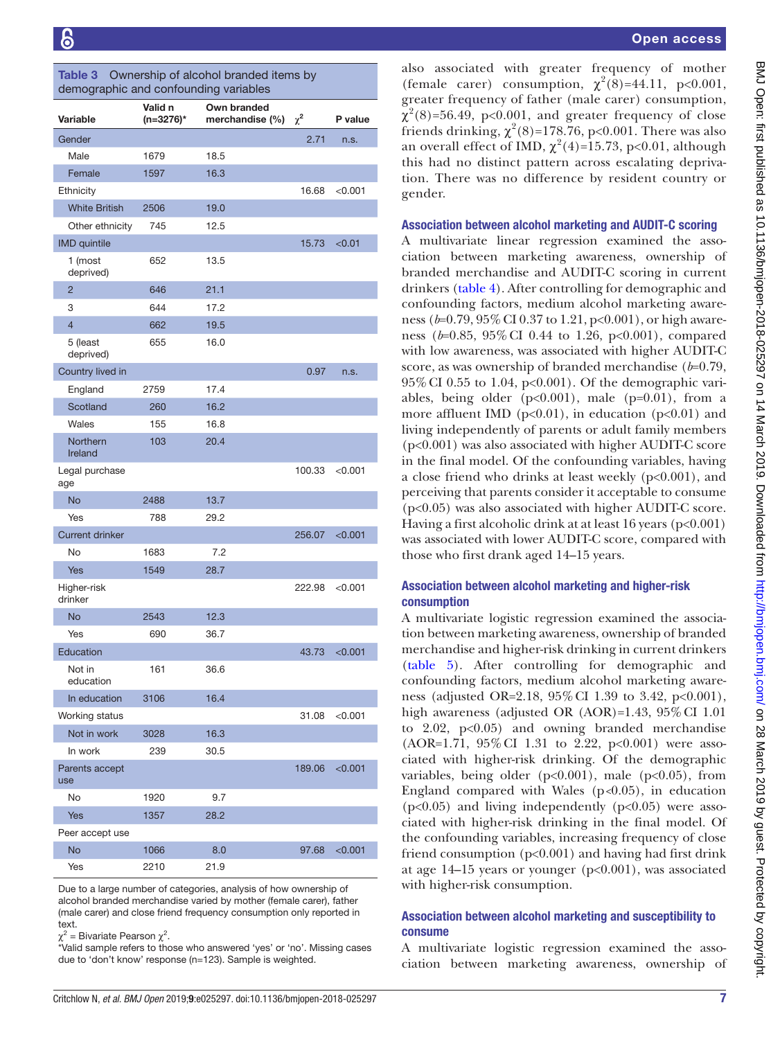**Table 3** Ownership of alcohol branded items by demographic and confounding variables

| Variable | Valid n (n=3276)* | Own branded merchandise (%) | $\chi^2$ | P value |
|---|---|---|---|---|
| Gender | | | 2.71 | n.s. |
| Male | 1679 | 18.5 | | |
| Female | 1597 | 16.3 | | |
| Ethnicity | | | 16.68 | <0.001 |
| White British | 2506 | 19.0 | | |
| Other ethnicity | 745 | 12.5 | | |
| IMD quintile | | | 15.73 | <0.01 |
| 1 (most deprived) | 652 | 13.5 | | |
| 2 | 646 | 21.1 | | |
| 3 | 644 | 17.2 | | |
| 4 | 662 | 19.5 | | |
| 5 (least deprived) | 655 | 16.0 | | |
| Country lived in | | | 0.97 | n.s. |
| England | 2759 | 17.4 | | |
| Scotland | 260 | 16.2 | | |
| Wales | 155 | 16.8 | | |
| Northern Ireland | 103 | 20.4 | | |
| Legal purchase age | | | 100.33 | <0.001 |
| No | 2488 | 13.7 | | |
| Yes | 788 | 29.2 | | |
| Current drinker | | | 256.07 | <0.001 |
| No | 1683 | 7.2 | | |
| Yes | 1549 | 28.7 | | |
| Higher-risk drinker | | | 222.98 | <0.001 |
| No | 2543 | 12.3 | | |
| Yes | 690 | 36.7 | | |
| Education | | | 43.73 | <0.001 |
| Not in education | 161 | 36.6 | | |
| In education | 3106 | 16.4 | | |
| Working status | | | 31.08 | <0.001 |
| Not in work | 3028 | 16.3 | | |
| In work | 239 | 30.5 | | |
| Parents accept use | | | 189.06 | <0.001 |
| No | 1920 | 9.7 | | |
| Yes | 1357 | 28.2 | | |
| Peer accept use | | | | |
| No | 1066 | 8.0 | 97.68 | <0.001 |
| Yes | 2210 | 21.9 | | |

Due to a large number of categories, analysis of how ownership of alcohol branded merchandise varied by mother (female carer), father (male carer) and close friend frequency consumption only reported in text.

$\chi^2$ = Bivariate Pearson $\chi^2$.

*Valid sample refers to those who answered 'yes' or 'no'. Missing cases due to 'don't know' response (n=123). Sample is weighted.

also associated with greater frequency of mother (female carer) consumption, $\chi^2(8)=44.11$, $p<0.001$, greater frequency of father (male carer) consumption, $\chi^2(8)=56.49$, $p<0.001$, and greater frequency of close friends drinking, $\chi^2(8)=178.76$, $p<0.001$. There was also an overall effect of IMD, $\chi^2(4)=15.73$, $p<0.01$, although this had no distinct pattern across escalating deprivation. There was no difference by resident country or gender.

### Association between alcohol marketing and AUDIT-C scoring

A multivariate linear regression examined the association between marketing awareness, ownership of branded merchandise and AUDIT-C scoring in current drinkers (table 4). After controlling for demographic and confounding factors, medium alcohol marketing awareness ($b$=0.79, 95% CI 0.37 to 1.21, $p<0.001$), or high awareness ($b$=0.85, 95% CI 0.44 to 1.26, $p<0.001$), compared with low awareness, was associated with higher AUDIT-C score, as was ownership of branded merchandise ($b$=0.79, 95% CI 0.55 to 1.04, $p<0.001$). Of the demographic variables, being older ($p<0.001$), male ($p=0.01$), from a more affluent IMD ($p<0.01$), in education ($p<0.01$) and living independently of parents or adult family members ($p<0.001$) was also associated with higher AUDIT-C score in the final model. Of the confounding variables, having a close friend who drinks at least weekly ($p<0.001$), and perceiving that parents consider it acceptable to consume ($p<0.05$) was also associated with higher AUDIT-C score. Having a first alcoholic drink at at least 16 years ($p<0.001$) was associated with lower AUDIT-C score, compared with those who first drank aged 14–15 years.

### Association between alcohol marketing and higher-risk consumption

A multivariate logistic regression examined the association between marketing awareness, ownership of branded merchandise and higher-risk drinking in current drinkers (table 5). After controlling for demographic and confounding factors, medium alcohol marketing awareness (adjusted OR=2.18, 95% CI 1.39 to 3.42, $p<0.001$), high awareness (adjusted OR (AOR)=1.43, 95% CI 1.01 to 2.02, $p<0.05$) and owning branded merchandise (AOR=1.71, 95% CI 1.31 to 2.22, $p<0.001$) were associated with higher-risk drinking. Of the demographic variables, being older ($p<0.001$), male ($p<0.05$), from England compared with Wales ($p<0.05$), in education ($p<0.05$) and living independently ($p<0.05$) were associated with higher-risk drinking in the final model. Of the confounding variables, increasing frequency of close friend consumption ($p<0.001$) and having had first drink at age 14–15 years or younger ($p<0.001$), was associated with higher-risk consumption.

### Association between alcohol marketing and susceptibility to consume

A multivariate logistic regression examined the association between marketing awareness, ownership of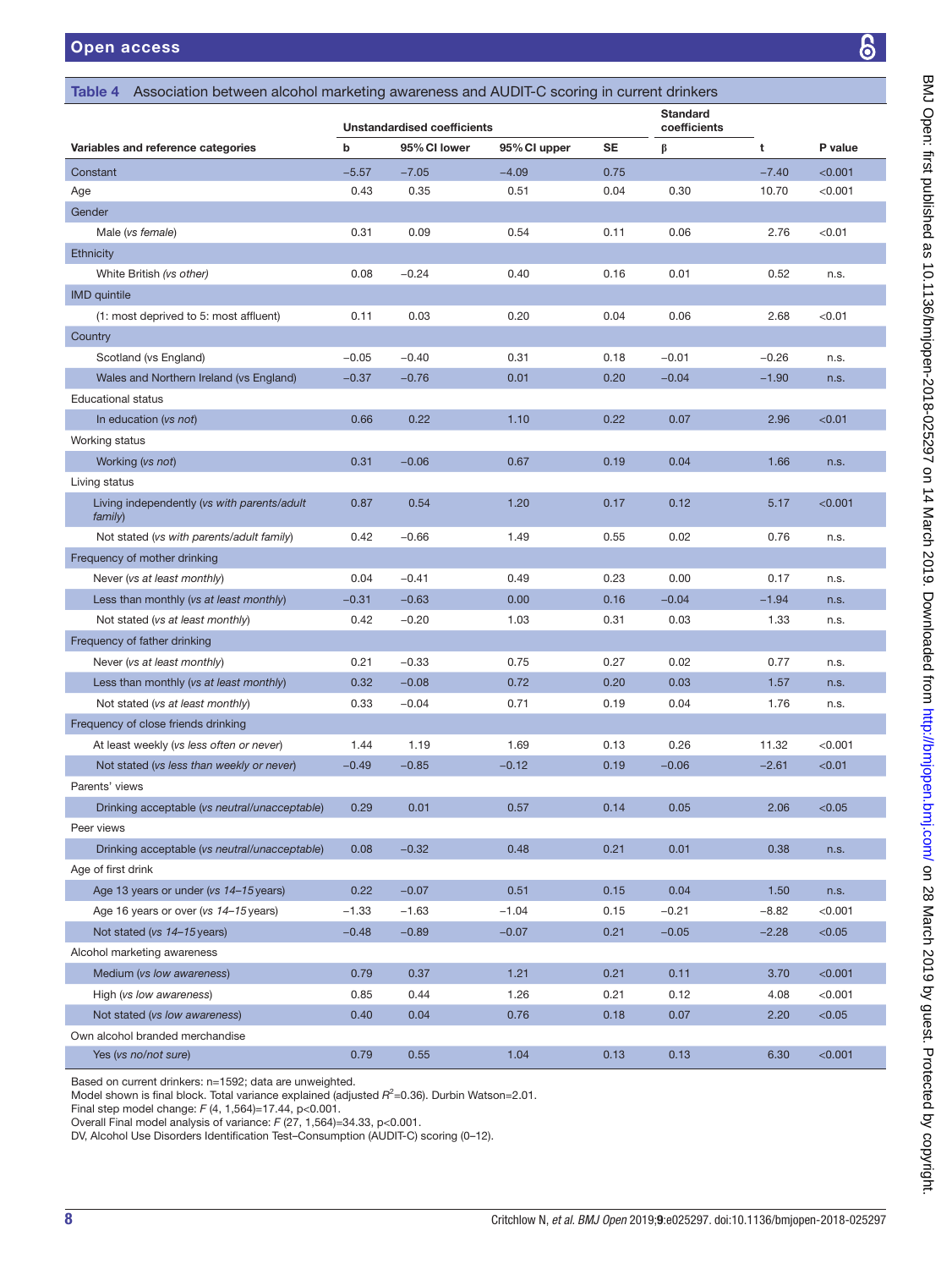**Table 4** Association between alcohol marketing awareness and AUDIT-C scoring in current drinkers

| Variables and reference categories | Unstandardised coefficients b | 95% CI lower | 95% CI upper | SE | Standard coefficients β | t | P value |
|---|---|---|---|---|---|---|---|
| Constant | −5.57 | −7.05 | −4.09 | 0.75 | | −7.40 | <0.001 |
| Age | 0.43 | 0.35 | 0.51 | 0.04 | 0.30 | 10.70 | <0.001 |
| Gender | | | | | | | |
| Male (*vs female*) | 0.31 | 0.09 | 0.54 | 0.11 | 0.06 | 2.76 | <0.01 |
| Ethnicity | | | | | | | |
| White British (*vs other*) | 0.08 | −0.24 | 0.40 | 0.16 | 0.01 | 0.52 | n.s. |
| IMD quintile | | | | | | | |
| (1: most deprived to 5: most affluent) | 0.11 | 0.03 | 0.20 | 0.04 | 0.06 | 2.68 | <0.01 |
| Country | | | | | | | |
| Scotland (vs England) | −0.05 | −0.40 | 0.31 | 0.18 | −0.01 | −0.26 | n.s. |
| Wales and Northern Ireland (vs England) | −0.37 | −0.76 | 0.01 | 0.20 | −0.04 | −1.90 | n.s. |
| Educational status | | | | | | | |
| In education (*vs not*) | 0.66 | 0.22 | 1.10 | 0.22 | 0.07 | 2.96 | <0.01 |
| Working status | | | | | | | |
| Working (*vs not*) | 0.31 | −0.06 | 0.67 | 0.19 | 0.04 | 1.66 | n.s. |
| Living status | | | | | | | |
| Living independently (*vs with parents/adult family*) | 0.87 | 0.54 | 1.20 | 0.17 | 0.12 | 5.17 | <0.001 |
| Not stated (*vs with parents/adult family*) | 0.42 | −0.66 | 1.49 | 0.55 | 0.02 | 0.76 | n.s. |
| Frequency of mother drinking | | | | | | | |
| Never (*vs at least monthly*) | 0.04 | −0.41 | 0.49 | 0.23 | 0.00 | 0.17 | n.s. |
| Less than monthly (*vs at least monthly*) | −0.31 | −0.63 | 0.00 | 0.16 | −0.04 | −1.94 | n.s. |
| Not stated (*vs at least monthly*) | 0.42 | −0.20 | 1.03 | 0.31 | 0.03 | 1.33 | n.s. |
| Frequency of father drinking | | | | | | | |
| Never (*vs at least monthly*) | 0.21 | −0.33 | 0.75 | 0.27 | 0.02 | 0.77 | n.s. |
| Less than monthly (*vs at least monthly*) | 0.32 | −0.08 | 0.72 | 0.20 | 0.03 | 1.57 | n.s. |
| Not stated (*vs at least monthly*) | 0.33 | −0.04 | 0.71 | 0.19 | 0.04 | 1.76 | n.s. |
| Frequency of close friends drinking | | | | | | | |
| At least weekly (*vs less often or never*) | 1.44 | 1.19 | 1.69 | 0.13 | 0.26 | 11.32 | <0.001 |
| Not stated (*vs less than weekly or never*) | −0.49 | −0.85 | −0.12 | 0.19 | −0.06 | −2.61 | <0.01 |
| Parents' views | | | | | | | |
| Drinking acceptable (*vs neutral/unacceptable*) | 0.29 | 0.01 | 0.57 | 0.14 | 0.05 | 2.06 | <0.05 |
| Peer views | | | | | | | |
| Drinking acceptable (*vs neutral/unacceptable*) | 0.08 | −0.32 | 0.48 | 0.21 | 0.01 | 0.38 | n.s. |
| Age of first drink | | | | | | | |
| Age 13 years or under (*vs 14–15 years*) | 0.22 | −0.07 | 0.51 | 0.15 | 0.04 | 1.50 | n.s. |
| Age 16 years or over (*vs 14–15 years*) | −1.33 | −1.63 | −1.04 | 0.15 | −0.21 | −8.82 | <0.001 |
| Not stated (*vs 14–15 years*) | −0.48 | −0.89 | −0.07 | 0.21 | −0.05 | −2.28 | <0.05 |
| Alcohol marketing awareness | | | | | | | |
| Medium (*vs low awareness*) | 0.79 | 0.37 | 1.21 | 0.21 | 0.11 | 3.70 | <0.001 |
| High (*vs low awareness*) | 0.85 | 0.44 | 1.26 | 0.21 | 0.12 | 4.08 | <0.001 |
| Not stated (*vs low awareness*) | 0.40 | 0.04 | 0.76 | 0.18 | 0.07 | 2.20 | <0.05 |
| Own alcohol branded merchandise | | | | | | | |
| Yes (*vs no/not sure*) | 0.79 | 0.55 | 1.04 | 0.13 | 0.13 | 6.30 | <0.001 |

Based on current drinkers: n=1592; data are unweighted.
Model shown is final block. Total variance explained (adjusted $R^2$=0.36). Durbin Watson=2.01.
Final step model change: $F$ (4, 1,564)=17.44, p<0.001.
Overall Final model analysis of variance: $F$ (27, 1,564)=34.33, p<0.001.
DV, Alcohol Use Disorders Identification Test–Consumption (AUDIT-C) scoring (0–12).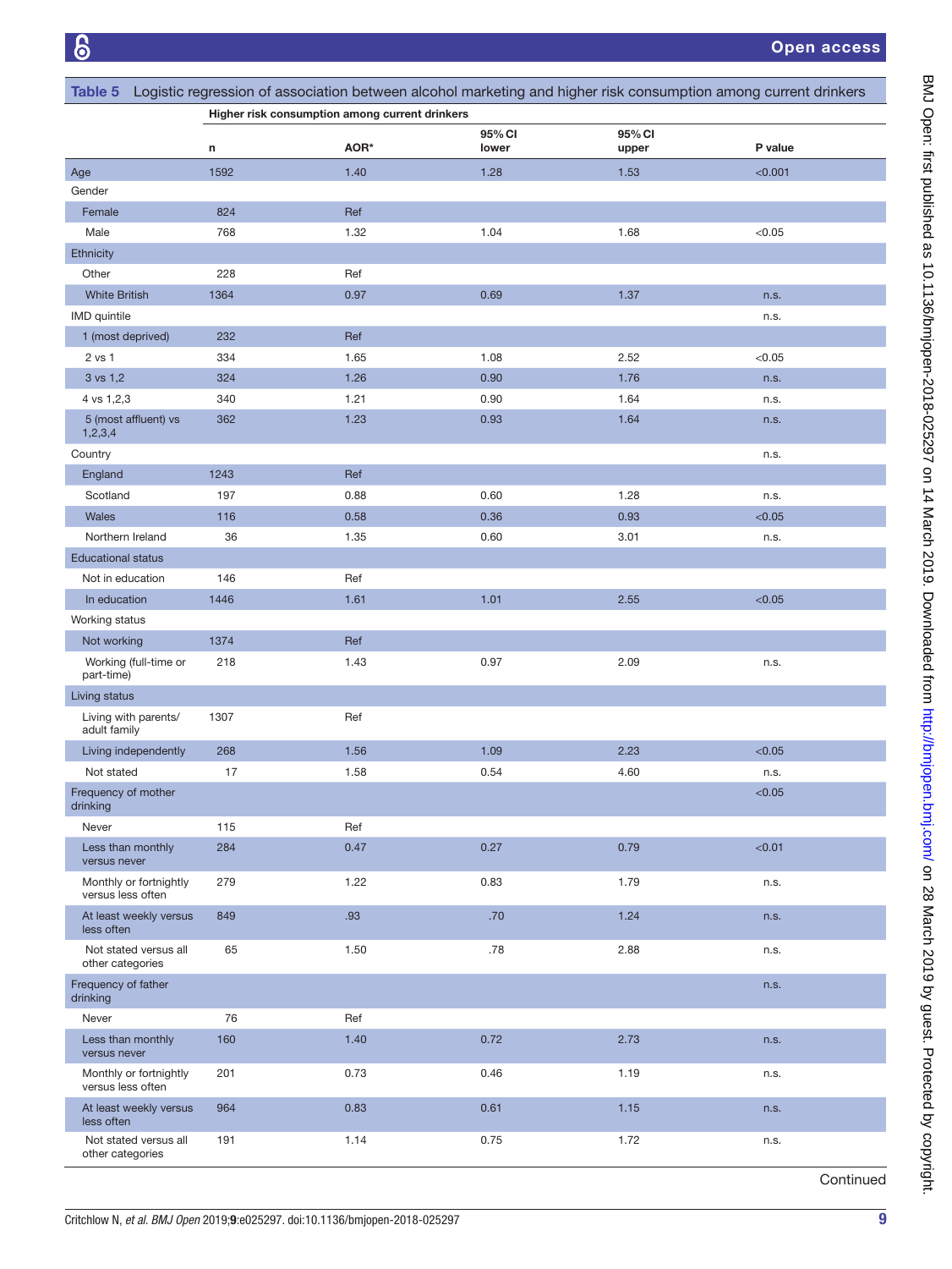**Table 5** Logistic regression of association between alcohol marketing and higher risk consumption among current drinkers

| | Higher risk consumption among current drinkers | | | | |
|---|---|---|---|---|---|
| | n | AOR* | 95% CI lower | 95% CI upper | P value |
| Age | 1592 | 1.40 | 1.28 | 1.53 | <0.001 |
| Gender | | | | | |
| Female | 824 | Ref | | | |
| Male | 768 | 1.32 | 1.04 | 1.68 | <0.05 |
| Ethnicity | | | | | |
| Other | 228 | Ref | | | |
| White British | 1364 | 0.97 | 0.69 | 1.37 | n.s. |
| IMD quintile | | | | | n.s. |
| 1 (most deprived) | 232 | Ref | | | |
| 2 vs 1 | 334 | 1.65 | 1.08 | 2.52 | <0.05 |
| 3 vs 1,2 | 324 | 1.26 | 0.90 | 1.76 | n.s. |
| 4 vs 1,2,3 | 340 | 1.21 | 0.90 | 1.64 | n.s. |
| 5 (most affluent) vs 1,2,3,4 | 362 | 1.23 | 0.93 | 1.64 | n.s. |
| Country | | | | | n.s. |
| England | 1243 | Ref | | | |
| Scotland | 197 | 0.88 | 0.60 | 1.28 | n.s. |
| Wales | 116 | 0.58 | 0.36 | 0.93 | <0.05 |
| Northern Ireland | 36 | 1.35 | 0.60 | 3.01 | n.s. |
| Educational status | | | | | |
| Not in education | 146 | Ref | | | |
| In education | 1446 | 1.61 | 1.01 | 2.55 | <0.05 |
| Working status | | | | | |
| Not working | 1374 | Ref | | | |
| Working (full-time or part-time) | 218 | 1.43 | 0.97 | 2.09 | n.s. |
| Living status | | | | | |
| Living with parents/ adult family | 1307 | Ref | | | |
| Living independently | 268 | 1.56 | 1.09 | 2.23 | <0.05 |
| Not stated | 17 | 1.58 | 0.54 | 4.60 | n.s. |
| Frequency of mother drinking | | | | | <0.05 |
| Never | 115 | Ref | | | |
| Less than monthly versus never | 284 | 0.47 | 0.27 | 0.79 | <0.01 |
| Monthly or fortnightly versus less often | 279 | 1.22 | 0.83 | 1.79 | n.s. |
| At least weekly versus less often | 849 | .93 | .70 | 1.24 | n.s. |
| Not stated versus all other categories | 65 | 1.50 | .78 | 2.88 | n.s. |
| Frequency of father drinking | | | | | n.s. |
| Never | 76 | Ref | | | |
| Less than monthly versus never | 160 | 1.40 | 0.72 | 2.73 | n.s. |
| Monthly or fortnightly versus less often | 201 | 0.73 | 0.46 | 1.19 | n.s. |
| At least weekly versus less often | 964 | 0.83 | 0.61 | 1.15 | n.s. |
| Not stated versus all other categories | 191 | 1.14 | 0.75 | 1.72 | n.s. |

Continued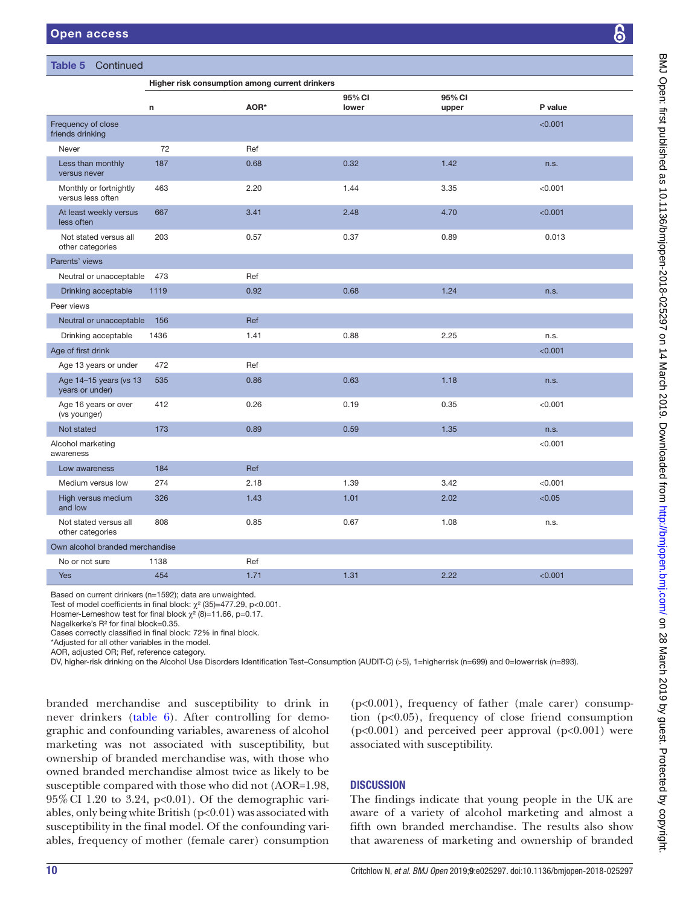**Table 5** Continued

| | Higher risk consumption among current drinkers | | | | |
|---|---|---|---|---|---|
| | n | AOR* | 95% CI lower | 95% CI upper | P value |
| Frequency of close friends drinking | | | | | <0.001 |
| Never | 72 | Ref | | | |
| Less than monthly versus never | 187 | 0.68 | 0.32 | 1.42 | n.s. |
| Monthly or fortnightly versus less often | 463 | 2.20 | 1.44 | 3.35 | <0.001 |
| At least weekly versus less often | 667 | 3.41 | 2.48 | 4.70 | <0.001 |
| Not stated versus all other categories | 203 | 0.57 | 0.37 | 0.89 | 0.013 |
| Parents' views | | | | | |
| Neutral or unacceptable | 473 | Ref | | | |
| Drinking acceptable | 1119 | 0.92 | 0.68 | 1.24 | n.s. |
| Peer views | | | | | |
| Neutral or unacceptable | 156 | Ref | | | |
| Drinking acceptable | 1436 | 1.41 | 0.88 | 2.25 | n.s. |
| Age of first drink | | | | | <0.001 |
| Age 13 years or under | 472 | Ref | | | |
| Age 14–15 years (vs 13 years or under) | 535 | 0.86 | 0.63 | 1.18 | n.s. |
| Age 16 years or over (vs younger) | 412 | 0.26 | 0.19 | 0.35 | <0.001 |
| Not stated | 173 | 0.89 | 0.59 | 1.35 | n.s. |
| Alcohol marketing awareness | | | | | <0.001 |
| Low awareness | 184 | Ref | | | |
| Medium versus low | 274 | 2.18 | 1.39 | 3.42 | <0.001 |
| High versus medium and low | 326 | 1.43 | 1.01 | 2.02 | <0.05 |
| Not stated versus all other categories | 808 | 0.85 | 0.67 | 1.08 | n.s. |
| Own alcohol branded merchandise | | | | | |
| No or not sure | 1138 | Ref | | | |
| Yes | 454 | 1.71 | 1.31 | 2.22 | <0.001 |

Based on current drinkers (n=1592); data are unweighted.
Test of model coefficients in final block: $\chi^2$ (35)=477.29, p<0.001.
Hosmer-Lemeshow test for final block $\chi^2$ (8)=11.66, p=0.17.
Nagelkerke's $R^2$ for final block=0.35.
Cases correctly classified in final block: 72% in final block.
*Adjusted for all other variables in the model.
AOR, adjusted OR; Ref, reference category.
DV, higher-risk drinking on the Alcohol Use Disorders Identification Test–Consumption (AUDIT-C) (>5), 1=higher risk (n=699) and 0=lower risk (n=893).

branded merchandise and susceptibility to drink in never drinkers (table 6). After controlling for demographic and confounding variables, awareness of alcohol marketing was not associated with susceptibility, but ownership of branded merchandise was, with those who owned branded merchandise almost twice as likely to be susceptible compared with those who did not (AOR=1.98, 95% CI 1.20 to 3.24, p<0.01). Of the demographic variables, only being white British (p<0.01) was associated with susceptibility in the final model. Of the confounding variables, frequency of mother (female carer) consumption (p<0.001), frequency of father (male carer) consumption (p<0.05), frequency of close friend consumption (p<0.001) and perceived peer approval (p<0.001) were associated with susceptibility.

## DISCUSSION

The findings indicate that young people in the UK are aware of a variety of alcohol marketing and almost a fifth own branded merchandise. The results also show that awareness of marketing and ownership of branded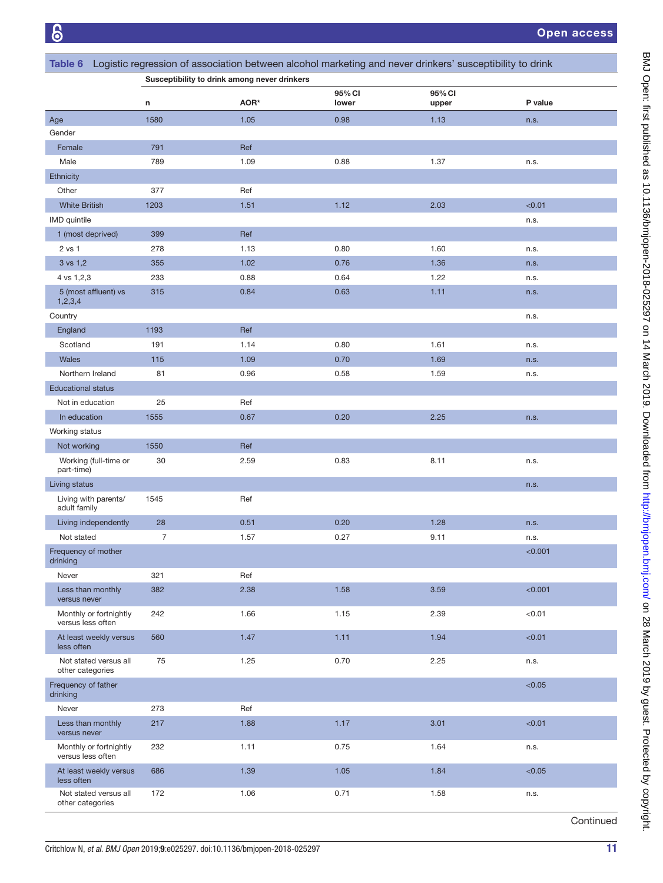**Table 6** Logistic regression of association between alcohol marketing and never drinkers' susceptibility to drink

| | Susceptibility to drink among never drinkers | | | | |
|---|---|---|---|---|---|
| | n | AOR* | 95% CI lower | 95% CI upper | P value |
| Age | 1580 | 1.05 | 0.98 | 1.13 | n.s. |
| Gender | | | | | |
| Female | 791 | Ref | | | |
| Male | 789 | 1.09 | 0.88 | 1.37 | n.s. |
| Ethnicity | | | | | |
| Other | 377 | Ref | | | |
| White British | 1203 | 1.51 | 1.12 | 2.03 | <0.01 |
| IMD quintile | | | | | n.s. |
| 1 (most deprived) | 399 | Ref | | | |
| 2 vs 1 | 278 | 1.13 | 0.80 | 1.60 | n.s. |
| 3 vs 1,2 | 355 | 1.02 | 0.76 | 1.36 | n.s. |
| 4 vs 1,2,3 | 233 | 0.88 | 0.64 | 1.22 | n.s. |
| 5 (most affluent) vs 1,2,3,4 | 315 | 0.84 | 0.63 | 1.11 | n.s. |
| Country | | | | | n.s. |
| England | 1193 | Ref | | | |
| Scotland | 191 | 1.14 | 0.80 | 1.61 | n.s. |
| Wales | 115 | 1.09 | 0.70 | 1.69 | n.s. |
| Northern Ireland | 81 | 0.96 | 0.58 | 1.59 | n.s. |
| Educational status | | | | | |
| Not in education | 25 | Ref | | | |
| In education | 1555 | 0.67 | 0.20 | 2.25 | n.s. |
| Working status | | | | | |
| Not working | 1550 | Ref | | | |
| Working (full-time or part-time) | 30 | 2.59 | 0.83 | 8.11 | n.s. |
| Living status | | | | | n.s. |
| Living with parents/adult family | 1545 | Ref | | | |
| Living independently | 28 | 0.51 | 0.20 | 1.28 | n.s. |
| Not stated | 7 | 1.57 | 0.27 | 9.11 | n.s. |
| Frequency of mother drinking | | | | | <0.001 |
| Never | 321 | Ref | | | |
| Less than monthly versus never | 382 | 2.38 | 1.58 | 3.59 | <0.001 |
| Monthly or fortnightly versus less often | 242 | 1.66 | 1.15 | 2.39 | <0.01 |
| At least weekly versus less often | 560 | 1.47 | 1.11 | 1.94 | <0.01 |
| Not stated versus all other categories | 75 | 1.25 | 0.70 | 2.25 | n.s. |
| Frequency of father drinking | | | | | <0.05 |
| Never | 273 | Ref | | | |
| Less than monthly versus never | 217 | 1.88 | 1.17 | 3.01 | <0.01 |
| Monthly or fortnightly versus less often | 232 | 1.11 | 0.75 | 1.64 | n.s. |
| At least weekly versus less often | 686 | 1.39 | 1.05 | 1.84 | <0.05 |
| Not stated versus all other categories | 172 | 1.06 | 0.71 | 1.58 | n.s. |

Continued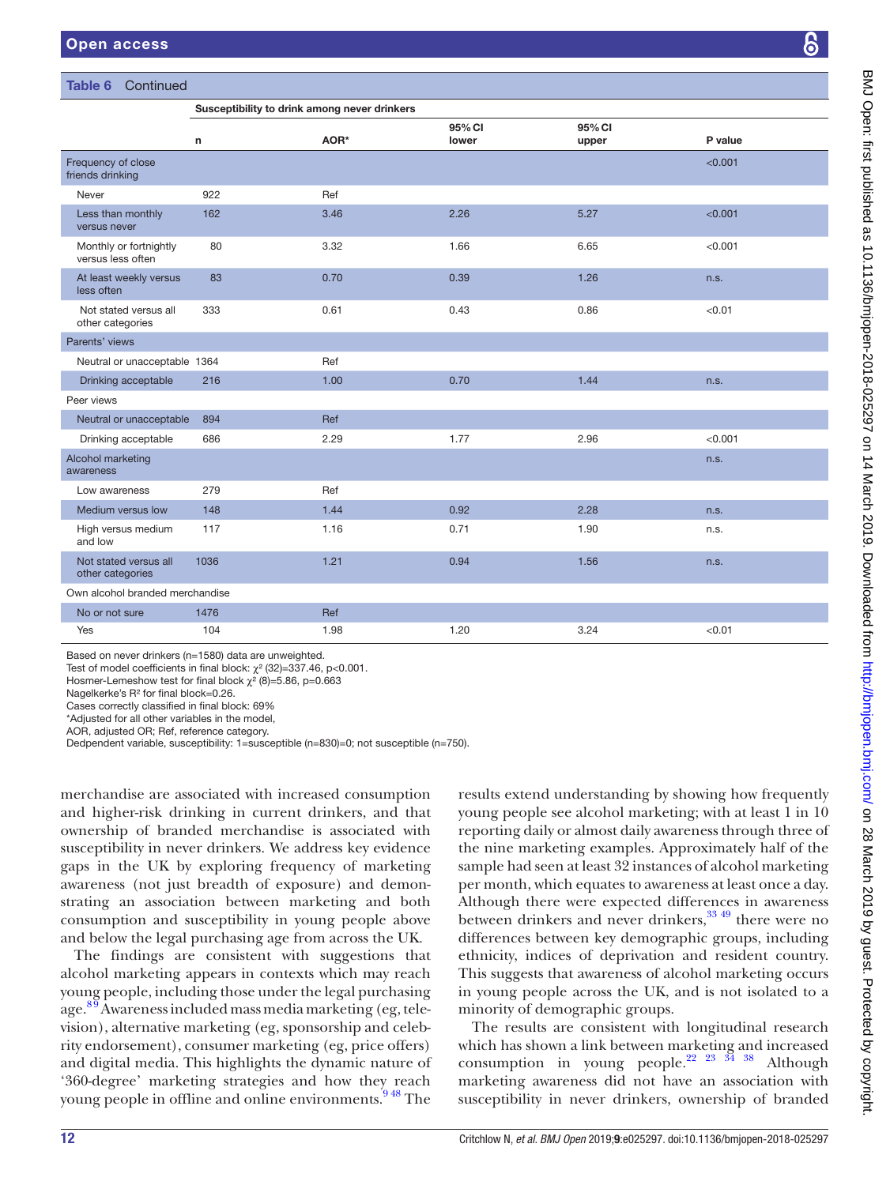**Table 6** Continued

| | Susceptibility to drink among never drinkers | | | | |
|---|---|---|---|---|---|
| | n | AOR* | 95% CI lower | 95% CI upper | P value |
| Frequency of close friends drinking | | | | | <0.001 |
| Never | 922 | Ref | | | |
| Less than monthly versus never | 162 | 3.46 | 2.26 | 5.27 | <0.001 |
| Monthly or fortnightly versus less often | 80 | 3.32 | 1.66 | 6.65 | <0.001 |
| At least weekly versus less often | 83 | 0.70 | 0.39 | 1.26 | n.s. |
| Not stated versus all other categories | 333 | 0.61 | 0.43 | 0.86 | <0.01 |
| Parents' views | | | | | |
| Neutral or unacceptable | 1364 | Ref | | | |
| Drinking acceptable | 216 | 1.00 | 0.70 | 1.44 | n.s. |
| Peer views | | | | | |
| Neutral or unacceptable | 894 | Ref | | | |
| Drinking acceptable | 686 | 2.29 | 1.77 | 2.96 | <0.001 |
| Alcohol marketing awareness | | | | | n.s. |
| Low awareness | 279 | Ref | | | |
| Medium versus low | 148 | 1.44 | 0.92 | 2.28 | n.s. |
| High versus medium and low | 117 | 1.16 | 0.71 | 1.90 | n.s. |
| Not stated versus all other categories | 1036 | 1.21 | 0.94 | 1.56 | n.s. |
| Own alcohol branded merchandise | | | | | |
| No or not sure | 1476 | Ref | | | |
| Yes | 104 | 1.98 | 1.20 | 3.24 | <0.01 |

Based on never drinkers (n=1580) data are unweighted.
Test of model coefficients in final block: $\chi^2$ (32)=337.46, p<0.001.
Hosmer-Lemeshow test for final block $\chi^2$ (8)=5.86, p=0.663
Nagelkerke's $R^2$ for final block=0.26.
Cases correctly classified in final block: 69%
*Adjusted for all other variables in the model,
AOR, adjusted OR; Ref, reference category.
Dedpendent variable, susceptibility: 1=susceptible (n=830)=0; not susceptible (n=750).

merchandise are associated with increased consumption and higher-risk drinking in current drinkers, and that ownership of branded merchandise is associated with susceptibility in never drinkers. We address key evidence gaps in the UK by exploring frequency of marketing awareness (not just breadth of exposure) and demonstrating an association between marketing and both consumption and susceptibility in young people above and below the legal purchasing age from across the UK.

The findings are consistent with suggestions that alcohol marketing appears in contexts which may reach young people, including those under the legal purchasing age.[8,9] Awareness included mass media marketing (eg, television), alternative marketing (eg, sponsorship and celebrity endorsement), consumer marketing (eg, price offers) and digital media. This highlights the dynamic nature of '360-degree' marketing strategies and how they reach young people in offline and online environments.[9,48] The results extend understanding by showing how frequently young people see alcohol marketing; with at least 1 in 10 reporting daily or almost daily awareness through three of the nine marketing examples. Approximately half of the sample had seen at least 32 instances of alcohol marketing per month, which equates to awareness at least once a day. Although there were expected differences in awareness between drinkers and never drinkers,[33,49] there were no differences between key demographic groups, including ethnicity, indices of deprivation and resident country. This suggests that awareness of alcohol marketing occurs in young people across the UK, and is not isolated to a minority of demographic groups.

The results are consistent with longitudinal research which has shown a link between marketing and increased consumption in young people.[22,23,34,38] Although marketing awareness did not have an association with susceptibility in never drinkers, ownership of branded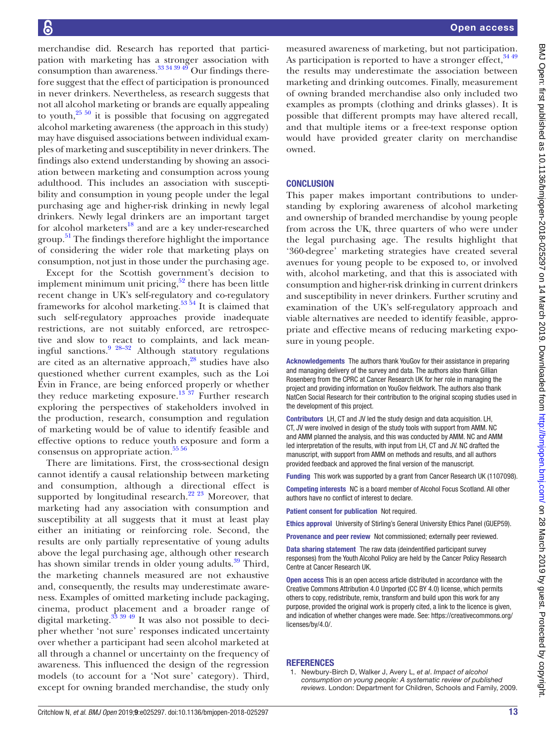merchandise did. Research has reported that participation with marketing has a stronger association with consumption than awareness.[33 34 39 49] Our findings therefore suggest that the effect of participation is pronounced in never drinkers. Nevertheless, as research suggests that not all alcohol marketing or brands are equally appealing to youth,[25 50] it is possible that focusing on aggregated alcohol marketing awareness (the approach in this study) may have disguised associations between individual examples of marketing and susceptibility in never drinkers. The findings also extend understanding by showing an association between marketing and consumption across young adulthood. This includes an association with susceptibility and consumption in young people under the legal purchasing age and higher-risk drinking in newly legal drinkers. Newly legal drinkers are an important target for alcohol marketers[18] and are a key under-researched group.[51] The findings therefore highlight the importance of considering the wider role that marketing plays on consumption, not just in those under the purchasing age.

Except for the Scottish government's decision to implement minimum unit pricing,[52] there has been little recent change in UK's self-regulatory and co-regulatory frameworks for alcohol marketing.[53 54] It is claimed that such self-regulatory approaches provide inadequate restrictions, are not suitably enforced, are retrospective and slow to react to complaints, and lack meaningful sanctions.[9 28–32] Although statutory regulations are cited as an alternative approach,[28] studies have also questioned whether current examples, such as the Loi Evin in France, are being enforced properly or whether they reduce marketing exposure.[13 37] Further research exploring the perspectives of stakeholders involved in the production, research, consumption and regulation of marketing would be of value to identify feasible and effective options to reduce youth exposure and form a consensus on appropriate action.[55 56]

There are limitations. First, the cross-sectional design cannot identify a causal relationship between marketing and consumption, although a directional effect is supported by longitudinal research.[22 23] Moreover, that marketing had any association with consumption and susceptibility at all suggests that it must at least play either an initiating or reinforcing role. Second, the results are only partially representative of young adults above the legal purchasing age, although other research has shown similar trends in older young adults.[39] Third, the marketing channels measured are not exhaustive and, consequently, the results may underestimate awareness. Examples of omitted marketing include packaging, cinema, product placement and a broader range of digital marketing.[33 39 49] It was also not possible to decipher whether 'not sure' responses indicated uncertainty over whether a participant had seen alcohol marketed at all through a channel or uncertainty on the frequency of awareness. This influenced the design of the regression models (to account for a 'Not sure' category). Third, except for owning branded merchandise, the study only measured awareness of marketing, but not participation. As participation is reported to have a stronger effect,[34 49] the results may underestimate the association between marketing and drinking outcomes. Finally, measurement of owning branded merchandise also only included two examples as prompts (clothing and drinks glasses). It is possible that different prompts may have altered recall, and that multiple items or a free-text response option would have provided greater clarity on merchandise owned.

## CONCLUSION

This paper makes important contributions to understanding by exploring awareness of alcohol marketing and ownership of branded merchandise by young people from across the UK, three quarters of who were under the legal purchasing age. The results highlight that '360-degree' marketing strategies have created several avenues for young people to be exposed to, or involved with, alcohol marketing, and that this is associated with consumption and higher-risk drinking in current drinkers and susceptibility in never drinkers. Further scrutiny and examination of the UK's self-regulatory approach and viable alternatives are needed to identify feasible, appropriate and effective means of reducing marketing exposure in young people.

**Acknowledgements** The authors thank YouGov for their assistance in preparing and managing delivery of the survey and data. The authors also thank Gillian Rosenberg from the CPRC at Cancer Research UK for her role in managing the project and providing information on YouGov fieldwork. The authors also thank NatCen Social Research for their contribution to the original scoping studies used in the development of this project.

**Contributors** LH, CT and JV led the study design and data acquisition. LH, CT, JV were involved in design of the study tools with support from AMM. NC and AMM planned the analysis, and this was conducted by AMM. NC and AMM led interpretation of the results, with input from LH, CT and JV. NC drafted the manuscript, with support from AMM on methods and results, and all authors provided feedback and approved the final version of the manuscript.

**Funding** This work was supported by a grant from Cancer Research UK (1107098).

**Competing interests** NC is a board member of Alcohol Focus Scotland. All other authors have no conflict of interest to declare.

**Patient consent for publication** Not required.

**Ethics approval** University of Stirling's General University Ethics Panel (GUEP59).

**Provenance and peer review** Not commissioned; externally peer reviewed.

**Data sharing statement** The raw data (deindentified participant survey responses) from the Youth Alcohol Policy are held by the Cancer Policy Research Centre at Cancer Research UK.

**Open access** This is an open access article distributed in accordance with the Creative Commons Attribution 4.0 Unported (CC BY 4.0) license, which permits others to copy, redistribute, remix, transform and build upon this work for any purpose, provided the original work is properly cited, a link to the licence is given, and indication of whether changes were made. See: https://creativecommons.org/licenses/by/4.0/.

## REFERENCES

1. Newbury-Birch D, Walker J, Avery L, *et al*. *Impact of alcohol consumption on young people: A systematic review of published reviews*. London: Department for Children, Schools and Family, 2009.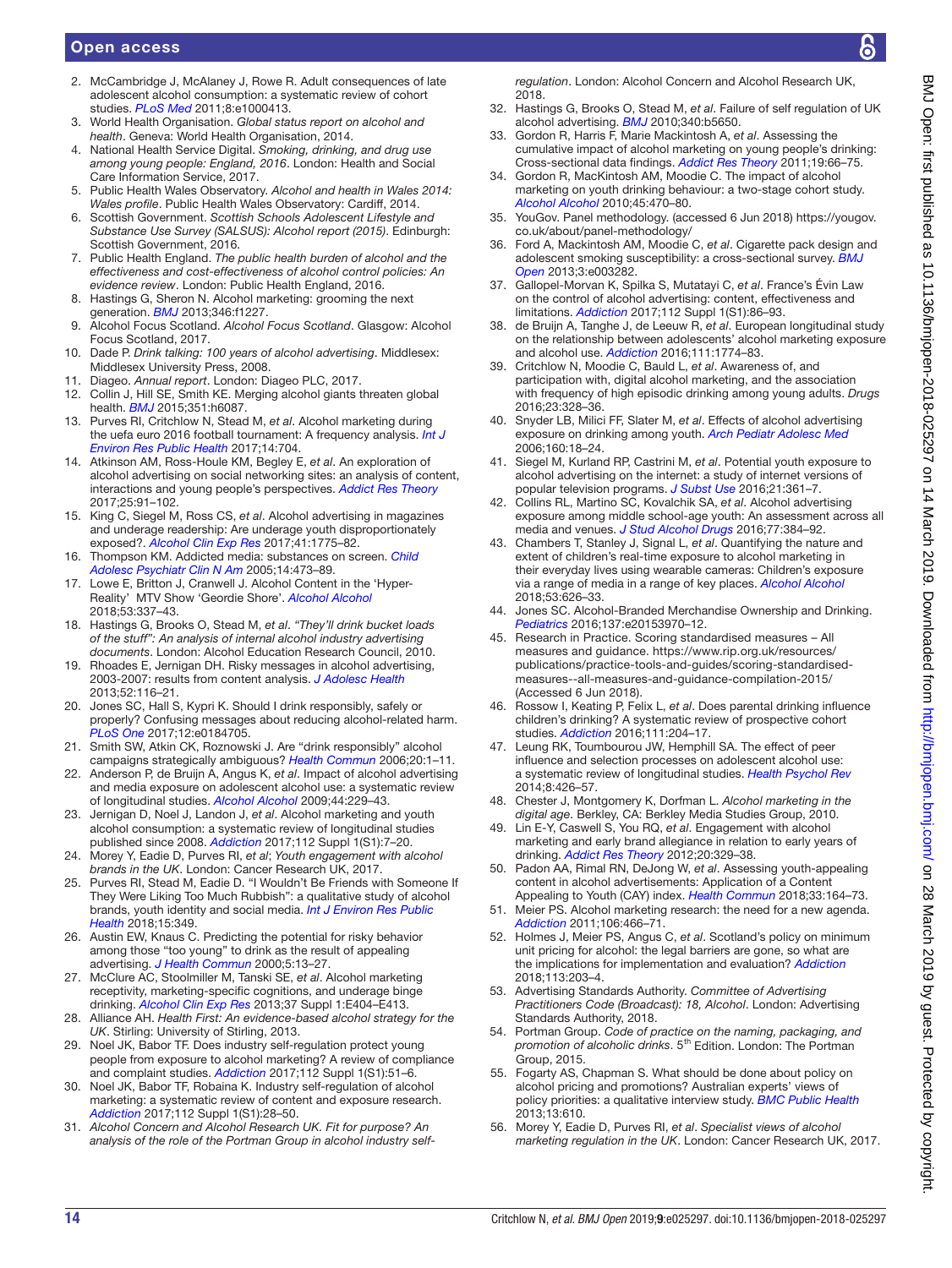2. McCambridge J, McAlaney J, Rowe R. Adult consequences of late adolescent alcohol consumption: a systematic review of cohort studies. *PLoS Med* 2011;8:e1000413.
3. World Health Organisation. *Global status report on alcohol and health*. Geneva: World Health Organisation, 2014.
4. National Health Service Digital. *Smoking, drinking, and drug use among young people: England, 2016*. London: Health and Social Care Information Service, 2017.
5. Public Health Wales Observatory. *Alcohol and health in Wales 2014: Wales profile*. Public Health Wales Observatory: Cardiff, 2014.
6. Scottish Government. *Scottish Schools Adolescent Lifestyle and Substance Use Survey (SALSUS): Alcohol report (2015)*. Edinburgh: Scottish Government, 2016.
7. Public Health England. *The public health burden of alcohol and the effectiveness and cost-effectiveness of alcohol control policies: An evidence review*. London: Public Health England, 2016.
8. Hastings G, Sheron N. Alcohol marketing: grooming the next generation. *BMJ* 2013;346:f1227.
9. Alcohol Focus Scotland. *Alcohol Focus Scotland*. Glasgow: Alcohol Focus Scotland, 2017.
10. Dade P. *Drink talking: 100 years of alcohol advertising*. Middlesex: Middlesex University Press, 2008.
11. Diageo. *Annual report*. London: Diageo PLC, 2017.
12. Collin J, Hill SE, Smith KE. Merging alcohol giants threaten global health. *BMJ* 2015;351:h6087.
13. Purves RI, Critchlow N, Stead M, *et al*. Alcohol marketing during the uefa euro 2016 football tournament: A frequency analysis. *Int J Environ Res Public Health* 2017;14:704.
14. Atkinson AM, Ross-Houle KM, Begley E, *et al*. An exploration of alcohol advertising on social networking sites: an analysis of content, interactions and young people's perspectives. *Addict Res Theory* 2017;25:91–102.
15. King C, Siegel M, Ross CS, *et al*. Alcohol advertising in magazines and underage readership: Are underage youth disproportionately exposed?. *Alcohol Clin Exp Res* 2017;41:1775–82.
16. Thompson KM. Addicted media: substances on screen. *Child Adolesc Psychiatr Clin N Am* 2005;14:473–89.
17. Lowe E, Britton J, Cranwell J. Alcohol Content in the 'Hyper-Reality' MTV Show 'Geordie Shore'. *Alcohol Alcohol* 2018;53:337–43.
18. Hastings G, Brooks O, Stead M, *et al*. *"They'll drink bucket loads of the stuff": An analysis of internal alcohol industry advertising documents*. London: Alcohol Education Research Council, 2010.
19. Rhoades E, Jernigan DH. Risky messages in alcohol advertising, 2003-2007: results from content analysis. *J Adolesc Health* 2013;52:116–21.
20. Jones SC, Hall S, Kypri K. Should I drink responsibly, safely or properly? Confusing messages about reducing alcohol-related harm. *PLoS One* 2017;12:e0184705.
21. Smith SW, Atkin CK, Roznowski J. Are "drink responsibly" alcohol campaigns strategically ambiguous? *Health Commun* 2006;20:1–11.
22. Anderson P, de Bruijn A, Angus K, *et al*. Impact of alcohol advertising and media exposure on adolescent alcohol use: a systematic review of longitudinal studies. *Alcohol Alcohol* 2009;44:229–43.
23. Jernigan D, Noel J, Landon J, *et al*. Alcohol marketing and youth alcohol consumption: a systematic review of longitudinal studies published since 2008. *Addiction* 2017;112 Suppl 1(S1):7–20.
24. Morey Y, Eadie D, Purves RI, *et al*; *Youth engagement with alcohol brands in the UK*. London: Cancer Research UK, 2017.
25. Purves RI, Stead M, Eadie D. "I Wouldn't Be Friends with Someone If They Were Liking Too Much Rubbish": a qualitative study of alcohol brands, youth identity and social media. *Int J Environ Res Public Health* 2018;15:349.
26. Austin EW, Knaus C. Predicting the potential for risky behavior among those "too young" to drink as the result of appealing advertising. *J Health Commun* 2000;5:13–27.
27. McClure AC, Stoolmiller M, Tanski SE, *et al*. Alcohol marketing receptivity, marketing-specific cognitions, and underage binge drinking. *Alcohol Clin Exp Res* 2013;37 Suppl 1:E404–E413.
28. Alliance AH. *Health First: An evidence-based alcohol strategy for the UK*. Stirling: University of Stirling, 2013.
29. Noel JK, Babor TF. Does industry self-regulation protect young people from exposure to alcohol marketing? A review of compliance and complaint studies. *Addiction* 2017;112 Suppl 1(S1):51–6.
30. Noel JK, Babor TF, Robaina K. Industry self-regulation of alcohol marketing: a systematic review of content and exposure research. *Addiction* 2017;112 Suppl 1(S1):28–50.
31. *Alcohol Concern and Alcohol Research UK. Fit for purpose? An analysis of the role of the Portman Group in alcohol industry self-regulation*. London: Alcohol Concern and Alcohol Research UK, 2018.
32. Hastings G, Brooks O, Stead M, *et al*. Failure of self regulation of UK alcohol advertising. *BMJ* 2010;340:b5650.
33. Gordon R, Harris F, Marie Mackintosh A, *et al*. Assessing the cumulative impact of alcohol marketing on young people's drinking: Cross-sectional data findings. *Addict Res Theory* 2011;19:66–75.
34. Gordon R, MacKintosh AM, Moodie C. The impact of alcohol marketing on youth drinking behaviour: a two-stage cohort study. *Alcohol Alcohol* 2010;45:470–80.
35. YouGov. Panel methodology. (accessed 6 Jun 2018) https://yougov.co.uk/about/panel-methodology/
36. Ford A, Mackintosh AM, Moodie C, *et al*. Cigarette pack design and adolescent smoking susceptibility: a cross-sectional survey. *BMJ Open* 2013;3:e003282.
37. Gallopel-Morvan K, Spilka S, Mutatayi C, *et al*. France's Évin Law on the control of alcohol advertising: content, effectiveness and limitations. *Addiction* 2017;112 Suppl 1(S1):86–93.
38. de Bruijn A, Tanghe J, de Leeuw R, *et al*. European longitudinal study on the relationship between adolescents' alcohol marketing exposure and alcohol use. *Addiction* 2016;111:1774–83.
39. Critchlow N, Moodie C, Bauld L, *et al*. Awareness of, and participation with, digital alcohol marketing, and the association with frequency of high episodic drinking among young adults. *Drugs* 2016;23:328–36.
40. Snyder LB, Milici FF, Slater M, *et al*. Effects of alcohol advertising exposure on drinking among youth. *Arch Pediatr Adolesc Med* 2006;160:18–24.
41. Siegel M, Kurland RP, Castrini M, *et al*. Potential youth exposure to alcohol advertising on the internet: a study of internet versions of popular television programs. *J Subst Use* 2016;21:361–7.
42. Collins RL, Martino SC, Kovalchik SA, *et al*. Alcohol advertising exposure among middle school-age youth: An assessment across all media and venues. *J Stud Alcohol Drugs* 2016;77:384–92.
43. Chambers T, Stanley J, Signal L, *et al*. Quantifying the nature and extent of children's real-time exposure to alcohol marketing in their everyday lives using wearable cameras: Children's exposure via a range of media in a range of key places. *Alcohol Alcohol* 2018;53:626–33.
44. Jones SC. Alcohol-Branded Merchandise Ownership and Drinking. *Pediatrics* 2016;137:e20153970–12.
45. Research in Practice. Scoring standardised measures – All measures and guidance. https://www.rip.org.uk/resources/publications/practice-tools-and-guides/scoring-standardised-measures--all-measures-and-guidance-compilation-2015/ (Accessed 6 Jun 2018).
46. Rossow I, Keating P, Felix L, *et al*. Does parental drinking influence children's drinking? A systematic review of prospective cohort studies. *Addiction* 2016;111:204–17.
47. Leung RK, Toumbourou JW, Hemphill SA. The effect of peer influence and selection processes on adolescent alcohol use: a systematic review of longitudinal studies. *Health Psychol Rev* 2014;8:426–57.
48. Chester J, Montgomery K, Dorfman L. *Alcohol marketing in the digital age*. Berkley, CA: Berkley Media Studies Group, 2010.
49. Lin E-Y, Caswell S, You RQ, *et al*. Engagement with alcohol marketing and early brand allegiance in relation to early years of drinking. *Addict Res Theory* 2012;20:329–38.
50. Padon AA, Rimal RN, DeJong W, *et al*. Assessing youth-appealing content in alcohol advertisements: Application of a Content Appealing to Youth (CAY) index. *Health Commun* 2018;33:164–73.
51. Meier PS. Alcohol marketing research: the need for a new agenda. *Addiction* 2011;106:466–71.
52. Holmes J, Meier PS, Angus C, *et al*. Scotland's policy on minimum unit pricing for alcohol: the legal barriers are gone, so what are the implications for implementation and evaluation? *Addiction* 2018;113:203–4.
53. Advertising Standards Authority. *Committee of Advertising Practitioners Code (Broadcast): 18, Alcohol*. London: Advertising Standards Authority, 2018.
54. Portman Group. *Code of practice on the naming, packaging, and promotion of alcoholic drinks*. 5th Edition. London: The Portman Group, 2015.
55. Fogarty AS, Chapman S. What should be done about policy on alcohol pricing and promotions? Australian experts' views of policy priorities: a qualitative interview study. *BMC Public Health* 2013;13:610.
56. Morey Y, Eadie D, Purves RI, *et al*. *Specialist views of alcohol marketing regulation in the UK*. London: Cancer Research UK, 2017.